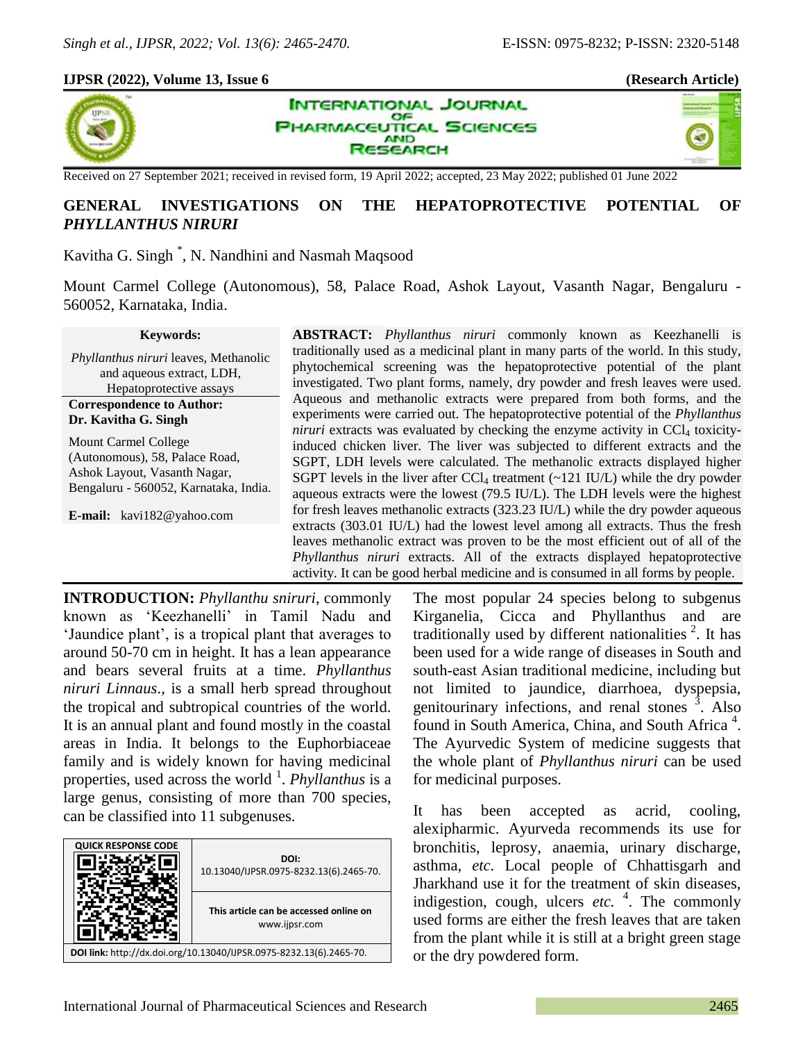**IJPSR (2022), Volume 13, Issue 6** **(Research Article)**

Received on 27 September 2021; received in revised form, 19 April 2022; accepted, 23 May 2022; published 01 June 2022

# GENERAL INVESTIGATIONS ON THE HEPATOPROTECTIVE POTENTIAL OF *PHYLLANTHUS NIRURI*

Kavitha G. Singh [*], N. Nandhini and Nasmah Maqsood

Mount Carmel College (Autonomous), 58, Palace Road, Ashok Layout, Vasanth Nagar, Bengaluru - 560052, Karnataka, India.

**Keywords:**

*Phyllanthus niruri* leaves, Methanolic and aqueous extract, LDH, Hepatoprotective assays

**Correspondence to Author:**
**Dr. Kavitha G. Singh**

Mount Carmel College (Autonomous), 58, Palace Road, Ashok Layout, Vasanth Nagar, Bengaluru - 560052, Karnataka, India.

**E-mail:** kavi182@yahoo.com

**ABSTRACT:** *Phyllanthus niruri* commonly known as Keezhanelli is traditionally used as a medicinal plant in many parts of the world. In this study, phytochemical screening was the hepatoprotective potential of the plant investigated. Two plant forms, namely, dry powder and fresh leaves were used. Aqueous and methanolic extracts were prepared from both forms, and the experiments were carried out. The hepatoprotective potential of the *Phyllanthus niruri* extracts was evaluated by checking the enzyme activity in $CCl_4$ toxicity-induced chicken liver. The liver was subjected to different extracts and the SGPT, LDH levels were calculated. The methanolic extracts displayed higher SGPT levels in the liver after $CCl_4$ treatment (~121 IU/L) while the dry powder aqueous extracts were the lowest (79.5 IU/L). The LDH levels were the highest for fresh leaves methanolic extracts (323.23 IU/L) while the dry powder aqueous extracts (303.01 IU/L) had the lowest level among all extracts. Thus the fresh leaves methanolic extract was proven to be the most efficient out of all of the *Phyllanthus niruri* extracts. All of the extracts displayed hepatoprotective activity. It can be good herbal medicine and is consumed in all forms by people.

| DOI: |
|---|
| 10.13040/IJPSR.0975-8232.13(6).2465-70. |
| This article can be accessed online on www.ijpsr.com |

**DOI link:** http://dx.doi.org/10.13040/IJPSR.0975-8232.13(6).2465-70.

**INTRODUCTION:** *Phyllanthu sniruri,* commonly known as 'Keezhanelli' in Tamil Nadu and 'Jaundice plant', is a tropical plant that averages to around 50-70 cm in height. It has a lean appearance and bears several fruits at a time. *Phyllanthus niruri Linnaus*., is a small herb spread throughout the tropical and subtropical countries of the world. It is an annual plant and found mostly in the coastal areas in India. It belongs to the Euphorbiaceae family and is widely known for having medicinal properties, used across the world [1]. *Phyllanthus* is a large genus, consisting of more than 700 species, can be classified into 11 subgenuses.

The most popular 24 species belong to subgenus Kirganelia, Cicca and Phyllanthus and are traditionally used by different nationalities [2]. It has been used for a wide range of diseases in South and south-east Asian traditional medicine, including but not limited to jaundice, diarrhoea, dyspepsia, genitourinary infections, and renal stones [3]. Also found in South America, China, and South Africa [4]. The Ayurvedic System of medicine suggests that the whole plant of *Phyllanthus niruri* can be used for medicinal purposes.

It has been accepted as acrid, cooling, alexipharmic. Ayurveda recommends its use for bronchitis, leprosy, anaemia, urinary discharge, asthma, *etc*. Local people of Chhattisgarh and Jharkhand use it for the treatment of skin diseases, indigestion, cough, ulcers *etc.* [4]. The commonly used forms are either the fresh leaves that are taken from the plant while it is still at a bright green stage or the dry powdered form.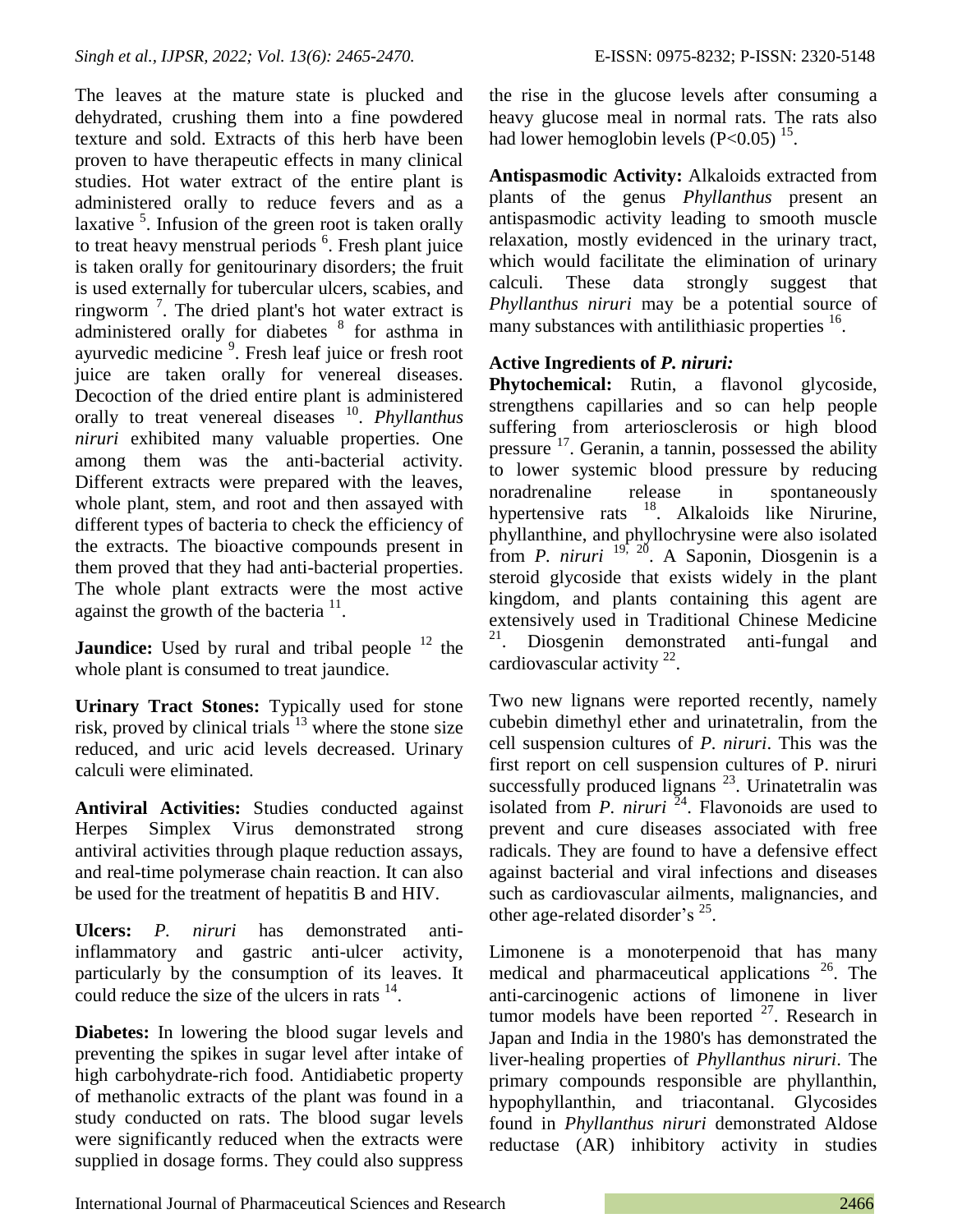The leaves at the mature state is plucked and dehydrated, crushing them into a fine powdered texture and sold. Extracts of this herb have been proven to have therapeutic effects in many clinical studies. Hot water extract of the entire plant is administered orally to reduce fevers and as a laxative [5]. Infusion of the green root is taken orally to treat heavy menstrual periods [6]. Fresh plant juice is taken orally for genitourinary disorders; the fruit is used externally for tubercular ulcers, scabies, and ringworm [7]. The dried plant's hot water extract is administered orally for diabetes [8] for asthma in ayurvedic medicine [9]. Fresh leaf juice or fresh root juice are taken orally for venereal diseases. Decoction of the dried entire plant is administered orally to treat venereal diseases [10]. *Phyllanthus niruri* exhibited many valuable properties. One among them was the anti-bacterial activity. Different extracts were prepared with the leaves, whole plant, stem, and root and then assayed with different types of bacteria to check the efficiency of the extracts. The bioactive compounds present in them proved that they had anti-bacterial properties. The whole plant extracts were the most active against the growth of the bacteria [11].

**Jaundice:** Used by rural and tribal people [12] the whole plant is consumed to treat jaundice.

**Urinary Tract Stones:** Typically used for stone risk, proved by clinical trials [13] where the stone size reduced, and uric acid levels decreased. Urinary calculi were eliminated.

**Antiviral Activities:** Studies conducted against Herpes Simplex Virus demonstrated strong antiviral activities through plaque reduction assays, and real-time polymerase chain reaction. It can also be used for the treatment of hepatitis B and HIV.

**Ulcers:** *P. niruri* has demonstrated anti-inflammatory and gastric anti-ulcer activity, particularly by the consumption of its leaves. It could reduce the size of the ulcers in rats [14].

**Diabetes:** In lowering the blood sugar levels and preventing the spikes in sugar level after intake of high carbohydrate-rich food. Antidiabetic property of methanolic extracts of the plant was found in a study conducted on rats. The blood sugar levels were significantly reduced when the extracts were supplied in dosage forms. They could also suppress the rise in the glucose levels after consuming a heavy glucose meal in normal rats. The rats also had lower hemoglobin levels ($P<0.05$) [15].

**Antispasmodic Activity:** Alkaloids extracted from plants of the genus *Phyllanthus* present an antispasmodic activity leading to smooth muscle relaxation, mostly evidenced in the urinary tract, which would facilitate the elimination of urinary calculi. These data strongly suggest that *Phyllanthus niruri* may be a potential source of many substances with antilithiasic properties [16].

**Active Ingredients of *P. niruri:***

**Phytochemical:** Rutin, a flavonol glycoside, strengthens capillaries and so can help people suffering from arteriosclerosis or high blood pressure [17]. Geranin, a tannin, possessed the ability to lower systemic blood pressure by reducing noradrenaline release in spontaneously hypertensive rats [18]. Alkaloids like Nirurine, phyllanthine, and phyllochrysine were also isolated from *P. niruri* [19, 20]. A Saponin, Diosgenin is a steroid glycoside that exists widely in the plant kingdom, and plants containing this agent are extensively used in Traditional Chinese Medicine [21]. Diosgenin demonstrated anti-fungal and cardiovascular activity [22].

Two new lignans were reported recently, namely cubebin dimethyl ether and urinatetralin, from the cell suspension cultures of *P. niruri*. This was the first report on cell suspension cultures of P. niruri successfully produced lignans [23]. Urinatetralin was isolated from *P. niruri* [24]. Flavonoids are used to prevent and cure diseases associated with free radicals. They are found to have a defensive effect against bacterial and viral infections and diseases such as cardiovascular ailments, malignancies, and other age-related disorder's [25].

Limonene is a monoterpenoid that has many medical and pharmaceutical applications [26]. The anti-carcinogenic actions of limonene in liver tumor models have been reported [27]. Research in Japan and India in the 1980's has demonstrated the liver-healing properties of *Phyllanthus niruri*. The primary compounds responsible are phyllanthin, hypophyllanthin, and triacontanal. Glycosides found in *Phyllanthus niruri* demonstrated Aldose reductase (AR) inhibitory activity in studies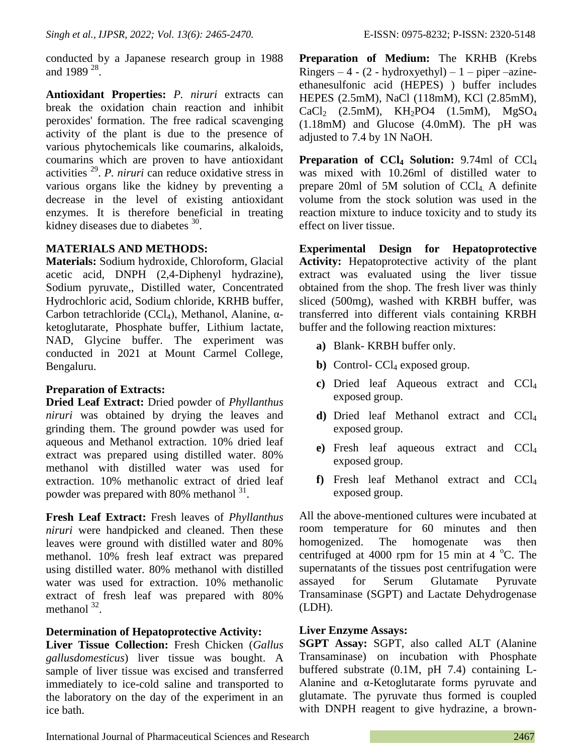conducted by a Japanese research group in 1988 and 1989 [28].

**Antioxidant Properties:** *P. niruri* extracts can break the oxidation chain reaction and inhibit peroxides' formation. The free radical scavenging activity of the plant is due to the presence of various phytochemicals like coumarins, alkaloids, coumarins which are proven to have antioxidant activities [29]. *P. niruri* can reduce oxidative stress in various organs like the kidney by preventing a decrease in the level of existing antioxidant enzymes. It is therefore beneficial in treating kidney diseases due to diabetes [30].

**MATERIALS AND METHODS:**

**Materials:** Sodium hydroxide, Chloroform, Glacial acetic acid, DNPH (2,4-Diphenyl hydrazine), Sodium pyruvate,, Distilled water, Concentrated Hydrochloric acid, Sodium chloride, KRHB buffer, Carbon tetrachloride ($CCl_4$), Methanol, Alanine, α-ketoglutarate, Phosphate buffer, Lithium lactate, NAD, Glycine buffer. The experiment was conducted in 2021 at Mount Carmel College, Bengaluru.

**Preparation of Extracts:**

**Dried Leaf Extract:** Dried powder of *Phyllanthus niruri* was obtained by drying the leaves and grinding them. The ground powder was used for aqueous and Methanol extraction. 10% dried leaf extract was prepared using distilled water. 80% methanol with distilled water was used for extraction. 10% methanolic extract of dried leaf powder was prepared with 80% methanol [31].

**Fresh Leaf Extract:** Fresh leaves of *Phyllanthus niruri* were handpicked and cleaned. Then these leaves were ground with distilled water and 80% methanol. 10% fresh leaf extract was prepared using distilled water. 80% methanol with distilled water was used for extraction. 10% methanolic extract of fresh leaf was prepared with 80% methanol [32].

**Determination of Hepatoprotective Activity:**

**Liver Tissue Collection:** Fresh Chicken (*Gallus gallusdomesticus*) liver tissue was bought. A sample of liver tissue was excised and transferred immediately to ice-cold saline and transported to the laboratory on the day of the experiment in an ice bath.

**Preparation of Medium:** The KRHB (Krebs Ringers – 4 - (2 - hydroxyethyl) – 1 – piper –azine-ethanesulfonic acid (HEPES) ) buffer includes HEPES (2.5mM), NaCl (118mM), KCl (2.85mM), $CaCl_2$ (2.5mM), $KH_2PO4$ (1.5mM), $MgSO_4$ (1.18mM) and Glucose (4.0mM). The pH was adjusted to 7.4 by 1N NaOH.

**Preparation of $CCl_4$ Solution:** 9.74ml of $CCl_4$ was mixed with 10.26ml of distilled water to prepare 20ml of 5M solution of $CCl_4$. A definite volume from the stock solution was used in the reaction mixture to induce toxicity and to study its effect on liver tissue.

**Experimental Design for Hepatoprotective Activity:** Hepatoprotective activity of the plant extract was evaluated using the liver tissue obtained from the shop. The fresh liver was thinly sliced (500mg), washed with KRBH buffer, was transferred into different vials containing KRBH buffer and the following reaction mixtures:

- **a)** Blank- KRBH buffer only.
- **b)** Control- $CCl_4$ exposed group.
- **c)** Dried leaf Aqueous extract and $CCl_4$ exposed group.
- **d)** Dried leaf Methanol extract and $CCl_4$ exposed group.
- **e)** Fresh leaf aqueous extract and $CCl_4$ exposed group.
- **f)** Fresh leaf Methanol extract and $CCl_4$ exposed group.

All the above-mentioned cultures were incubated at room temperature for 60 minutes and then homogenized. The homogenate was then centrifuged at 4000 rpm for 15 min at 4 °C. The supernatants of the tissues post centrifugation were assayed for Serum Glutamate Pyruvate Transaminase (SGPT) and Lactate Dehydrogenase (LDH).

**Liver Enzyme Assays:**

**SGPT Assay:** SGPT, also called ALT (Alanine Transaminase) on incubation with Phosphate buffered substrate (0.1M, pH 7.4) containing L-Alanine and α-Ketoglutarate forms pyruvate and glutamate. The pyruvate thus formed is coupled with DNPH reagent to give hydrazine, a brown-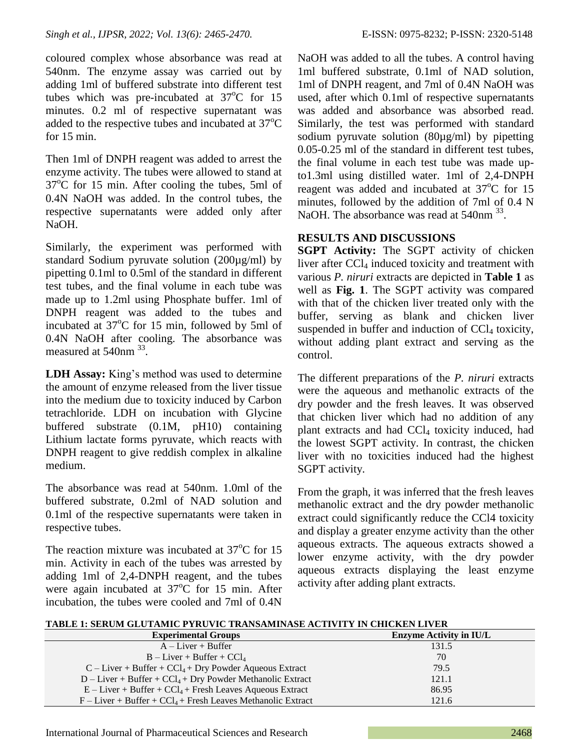coloured complex whose absorbance was read at 540nm. The enzyme assay was carried out by adding 1ml of buffered substrate into different test tubes which was pre-incubated at 37°C for 15 minutes. 0.2 ml of respective supernatant was added to the respective tubes and incubated at 37°C for 15 min.

Then 1ml of DNPH reagent was added to arrest the enzyme activity. The tubes were allowed to stand at 37°C for 15 min. After cooling the tubes, 5ml of 0.4N NaOH was added. In the control tubes, the respective supernatants were added only after NaOH.

Similarly, the experiment was performed with standard Sodium pyruvate solution (200µg/ml) by pipetting 0.1ml to 0.5ml of the standard in different test tubes, and the final volume in each tube was made up to 1.2ml using Phosphate buffer. 1ml of DNPH reagent was added to the tubes and incubated at 37°C for 15 min, followed by 5ml of 0.4N NaOH after cooling. The absorbance was measured at 540nm [33].

**LDH Assay:** King's method was used to determine the amount of enzyme released from the liver tissue into the medium due to toxicity induced by Carbon tetrachloride. LDH on incubation with Glycine buffered substrate (0.1M, pH10) containing Lithium lactate forms pyruvate, which reacts with DNPH reagent to give reddish complex in alkaline medium.

The absorbance was read at 540nm. 1.0ml of the buffered substrate, 0.2ml of NAD solution and 0.1ml of the respective supernatants were taken in respective tubes.

The reaction mixture was incubated at 37°C for 15 min. Activity in each of the tubes was arrested by adding 1ml of 2,4-DNPH reagent, and the tubes were again incubated at 37°C for 15 min. After incubation, the tubes were cooled and 7ml of 0.4N NaOH was added to all the tubes. A control having 1ml buffered substrate, 0.1ml of NAD solution, 1ml of DNPH reagent, and 7ml of 0.4N NaOH was used, after which 0.1ml of respective supernatants was added and absorbance was absorbed read. Similarly, the test was performed with standard sodium pyruvate solution (80µg/ml) by pipetting 0.05-0.25 ml of the standard in different test tubes, the final volume in each test tube was made up-to1.3ml using distilled water. 1ml of 2,4-DNPH reagent was added and incubated at 37°C for 15 minutes, followed by the addition of 7ml of 0.4 N NaOH. The absorbance was read at 540nm [33].

## RESULTS AND DISCUSSIONS

**SGPT Activity:** The SGPT activity of chicken liver after $CCl_4$ induced toxicity and treatment with various *P. niruri* extracts are depicted in **Table 1** as well as **Fig. 1**. The SGPT activity was compared with that of the chicken liver treated only with the buffer, serving as blank and chicken liver suspended in buffer and induction of $CCl_4$ toxicity, without adding plant extract and serving as the control.

The different preparations of the *P. niruri* extracts were the aqueous and methanolic extracts of the dry powder and the fresh leaves. It was observed that chicken liver which had no addition of any plant extracts and had $CCl_4$ toxicity induced, had the lowest SGPT activity. In contrast, the chicken liver with no toxicities induced had the highest SGPT activity.

From the graph, it was inferred that the fresh leaves methanolic extract and the dry powder methanolic extract could significantly reduce the CCl4 toxicity and display a greater enzyme activity than the other aqueous extracts. The aqueous extracts showed a lower enzyme activity, with the dry powder aqueous extracts displaying the least enzyme activity after adding plant extracts.

**TABLE 1: SERUM GLUTAMIC PYRUVIC TRANSAMINASE ACTIVITY IN CHICKEN LIVER**

| Experimental Groups | Enzyme Activity in IU/L |
|---|---|
| A – Liver + Buffer | 131.5 |
| B – Liver + Buffer + $CCl_4$ | 70 |
| C – Liver + Buffer + $CCl_4$ + Dry Powder Aqueous Extract | 79.5 |
| D – Liver + Buffer + $CCl_4$ + Dry Powder Methanolic Extract | 121.1 |
| E – Liver + Buffer + $CCl_4$ + Fresh Leaves Aqueous Extract | 86.95 |
| F – Liver + Buffer + $CCl_4$ + Fresh Leaves Methanolic Extract | 121.6 |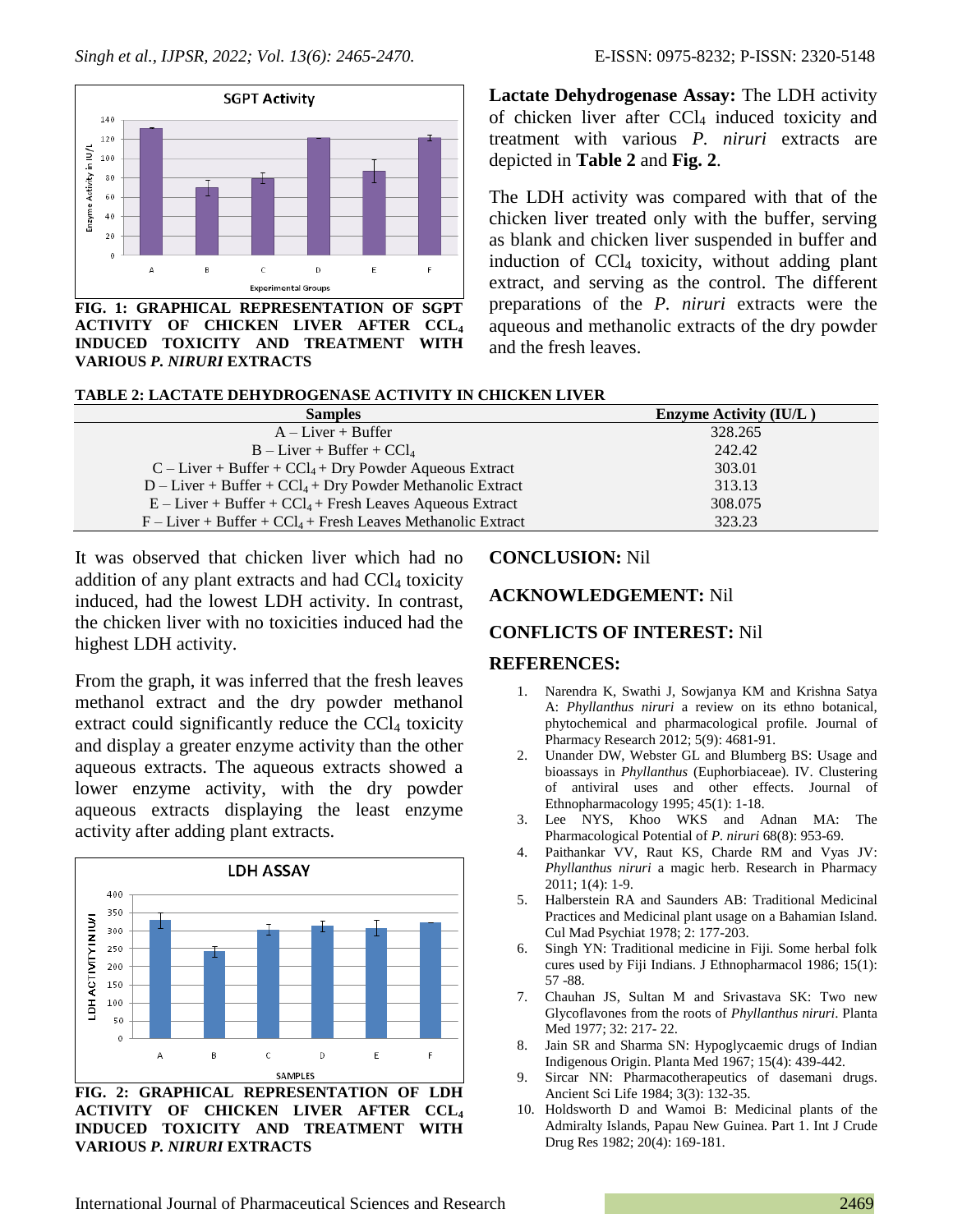FIG. 1: GRAPHICAL REPRESENTATION OF SGPT ACTIVITY OF CHICKEN LIVER AFTER $CCL_4$ INDUCED TOXICITY AND TREATMENT WITH VARIOUS *P. NIRURI* EXTRACTS

**Lactate Dehydrogenase Assay:** The LDH activity of chicken liver after $CCl_4$ induced toxicity and treatment with various *P. niruri* extracts are depicted in **Table 2** and **Fig. 2**.

The LDH activity was compared with that of the chicken liver treated only with the buffer, serving as blank and chicken liver suspended in buffer and induction of $CCl_4$ toxicity, without adding plant extract, and serving as the control. The different preparations of the *P. niruri* extracts were the aqueous and methanolic extracts of the dry powder and the fresh leaves.

**TABLE 2: LACTATE DEHYDROGENASE ACTIVITY IN CHICKEN LIVER**

| Samples | Enzyme Activity (IU/L ) |
|---|---|
| A – Liver + Buffer | 328.265 |
| B – Liver + Buffer + $CCl_4$ | 242.42 |
| C – Liver + Buffer + $CCl_4$ + Dry Powder Aqueous Extract | 303.01 |
| D – Liver + Buffer + $CCl_4$ + Dry Powder Methanolic Extract | 313.13 |
| E – Liver + Buffer + $CCl_4$ + Fresh Leaves Aqueous Extract | 308.075 |
| F – Liver + Buffer + $CCl_4$ + Fresh Leaves Methanolic Extract | 323.23 |

It was observed that chicken liver which had no addition of any plant extracts and had $CCl_4$ toxicity induced, had the lowest LDH activity. In contrast, the chicken liver with no toxicities induced had the highest LDH activity.

From the graph, it was inferred that the fresh leaves methanol extract and the dry powder methanol extract could significantly reduce the $CCl_4$ toxicity and display a greater enzyme activity than the other aqueous extracts. The aqueous extracts showed a lower enzyme activity, with the dry powder aqueous extracts displaying the least enzyme activity after adding plant extracts.

FIG. 2: GRAPHICAL REPRESENTATION OF LDH ACTIVITY OF CHICKEN LIVER AFTER $CCL_4$ INDUCED TOXICITY AND TREATMENT WITH VARIOUS *P. NIRURI* EXTRACTS

**CONCLUSION:** Nil

**ACKNOWLEDGEMENT:** Nil

**CONFLICTS OF INTEREST:** Nil

## REFERENCES:

1. Narendra K, Swathi J, Sowjanya KM and Krishna Satya A: *Phyllanthus niruri* a review on its ethno botanical, phytochemical and pharmacological profile. Journal of Pharmacy Research 2012; 5(9): 4681-91.
2. Unander DW, Webster GL and Blumberg BS: Usage and bioassays in *Phyllanthus* (Euphorbiaceae). IV. Clustering of antiviral uses and other effects. Journal of Ethnopharmacology 1995; 45(1): 1-18.
3. Lee NYS, Khoo WKS and Adnan MA: The Pharmacological Potential of *P. niruri* 68(8): 953-69.
4. Paithankar VV, Raut KS, Charde RM and Vyas JV: *Phyllanthus niruri* a magic herb. Research in Pharmacy 2011; 1(4): 1-9.
5. Halberstein RA and Saunders AB: Traditional Medicinal Practices and Medicinal plant usage on a Bahamian Island. Cul Mad Psychiat 1978; 2: 177-203.
6. Singh YN: Traditional medicine in Fiji. Some herbal folk cures used by Fiji Indians. J Ethnopharmacol 1986; 15(1): 57 -88.
7. Chauhan JS, Sultan M and Srivastava SK: Two new Glycoflavones from the roots of *Phyllanthus niruri*. Planta Med 1977; 32: 217- 22.
8. Jain SR and Sharma SN: Hypoglycaemic drugs of Indian Indigenous Origin. Planta Med 1967; 15(4): 439-442.
9. Sircar NN: Pharmacotherapeutics of dasemani drugs. Ancient Sci Life 1984; 3(3): 132-35.
10. Holdsworth D and Wamoi B: Medicinal plants of the Admiralty Islands, Papau New Guinea. Part 1. Int J Crude Drug Res 1982; 20(4): 169-181.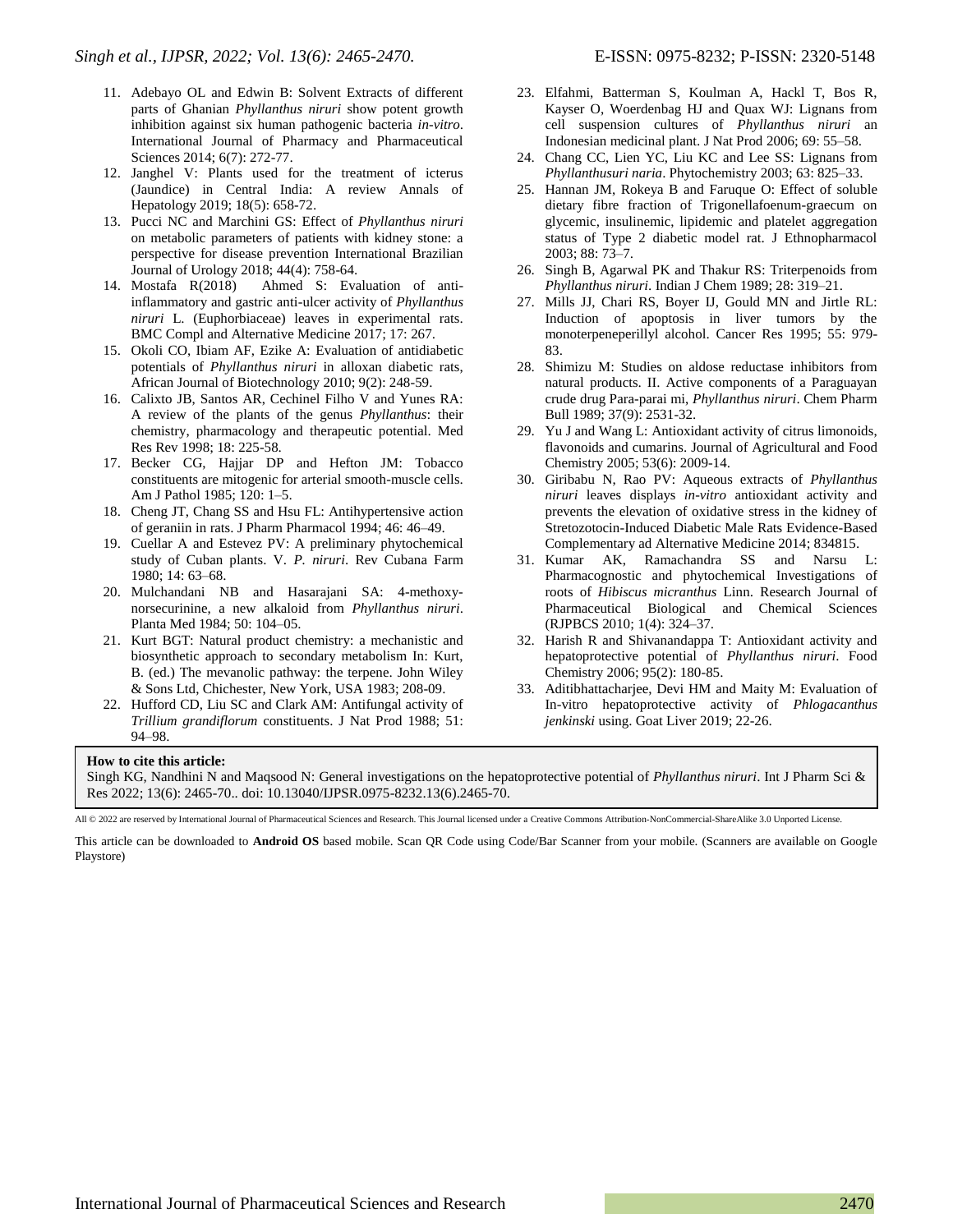11. Adebayo OL and Edwin B: Solvent Extracts of different parts of Ghanian *Phyllanthus niruri* show potent growth inhibition against six human pathogenic bacteria *in-vitro*. International Journal of Pharmacy and Pharmaceutical Sciences 2014; 6(7): 272-77.
12. Janghel V: Plants used for the treatment of icterus (Jaundice) in Central India: A review Annals of Hepatology 2019; 18(5): 658-72.
13. Pucci NC and Marchini GS: Effect of *Phyllanthus niruri* on metabolic parameters of patients with kidney stone: a perspective for disease prevention International Brazilian Journal of Urology 2018; 44(4): 758-64.
14. Mostafa R(2018) Ahmed S: Evaluation of anti-inflammatory and gastric anti-ulcer activity of *Phyllanthus niruri* L. (Euphorbiaceae) leaves in experimental rats. BMC Compl and Alternative Medicine 2017; 17: 267.
15. Okoli CO, Ibiam AF, Ezike A: Evaluation of antidiabetic potentials of *Phyllanthus niruri* in alloxan diabetic rats, African Journal of Biotechnology 2010; 9(2): 248-59.
16. Calixto JB, Santos AR, Cechinel Filho V and Yunes RA: A review of the plants of the genus *Phyllanthus*: their chemistry, pharmacology and therapeutic potential. Med Res Rev 1998; 18: 225-58.
17. Becker CG, Hajjar DP and Hefton JM: Tobacco constituents are mitogenic for arterial smooth-muscle cells. Am J Pathol 1985; 120: 1–5.
18. Cheng JT, Chang SS and Hsu FL: Antihypertensive action of geraniin in rats. J Pharm Pharmacol 1994; 46: 46–49.
19. Cuellar A and Estevez PV: A preliminary phytochemical study of Cuban plants. V. *P. niruri*. Rev Cubana Farm 1980; 14: 63–68.
20. Mulchandani NB and Hasarajani SA: 4-methoxy-norsecurinine, a new alkaloid from *Phyllanthus niruri*. Planta Med 1984; 50: 104–05.
21. Kurt BGT: Natural product chemistry: a mechanistic and biosynthetic approach to secondary metabolism In: Kurt, B. (ed.) The mevanolic pathway: the terpene. John Wiley & Sons Ltd, Chichester, New York, USA 1983; 208-09.
22. Hufford CD, Liu SC and Clark AM: Antifungal activity of *Trillium grandiflorum* constituents. J Nat Prod 1988; 51: 94–98.
23. Elfahmi, Batterman S, Koulman A, Hackl T, Bos R, Kayser O, Woerdenbag HJ and Quax WJ: Lignans from cell suspension cultures of *Phyllanthus niruri* an Indonesian medicinal plant. J Nat Prod 2006; 69: 55–58.
24. Chang CC, Lien YC, Liu KC and Lee SS: Lignans from *Phyllanthusuri naria*. Phytochemistry 2003; 63: 825–33.
25. Hannan JM, Rokeya B and Faruque O: Effect of soluble dietary fibre fraction of Trigonellafoenum-graecum on glycemic, insulinemic, lipidemic and platelet aggregation status of Type 2 diabetic model rat. J Ethnopharmacol 2003; 88: 73–7.
26. Singh B, Agarwal PK and Thakur RS: Triterpenoids from *Phyllanthus niruri*. Indian J Chem 1989; 28: 319–21.
27. Mills JJ, Chari RS, Boyer IJ, Gould MN and Jirtle RL: Induction of apoptosis in liver tumors by the monoterpeneperillyl alcohol. Cancer Res 1995; 55: 979-83.
28. Shimizu M: Studies on aldose reductase inhibitors from natural products. II. Active components of a Paraguayan crude drug Para-parai mi, *Phyllanthus niruri*. Chem Pharm Bull 1989; 37(9): 2531-32.
29. Yu J and Wang L: Antioxidant activity of citrus limonoids, flavonoids and cumarins. Journal of Agricultural and Food Chemistry 2005; 53(6): 2009-14.
30. Giribabu N, Rao PV: Aqueous extracts of *Phyllanthus niruri* leaves displays *in-vitro* antioxidant activity and prevents the elevation of oxidative stress in the kidney of Stretozotocin-Induced Diabetic Male Rats Evidence-Based Complementary ad Alternative Medicine 2014; 834815.
31. Kumar AK, Ramachandra SS and Narsu L: Pharmacognostic and phytochemical Investigations of roots of *Hibiscus micranthus* Linn. Research Journal of Pharmaceutical Biological and Chemical Sciences (RJPBCS 2010; 1(4): 324–37.
32. Harish R and Shivanandappa T: Antioxidant activity and hepatoprotective potential of *Phyllanthus niruri*. Food Chemistry 2006; 95(2): 180-85.
33. Aditibhattacharjee, Devi HM and Maity M: Evaluation of In-vitro hepatoprotective activity of *Phlogacanthus jenkinski* using. Goat Liver 2019; 22-26.

**How to cite this article:**

Singh KG, Nandhini N and Maqsood N: General investigations on the hepatoprotective potential of *Phyllanthus niruri*. Int J Pharm Sci & Res 2022; 13(6): 2465-70.. doi: 10.13040/IJPSR.0975-8232.13(6).2465-70.

All © 2022 are reserved by International Journal of Pharmaceutical Sciences and Research. This Journal licensed under a Creative Commons Attribution-NonCommercial-ShareAlike 3.0 Unported License.

This article can be downloaded to **Android OS** based mobile. Scan QR Code using Code/Bar Scanner from your mobile. (Scanners are available on Google Playstore)